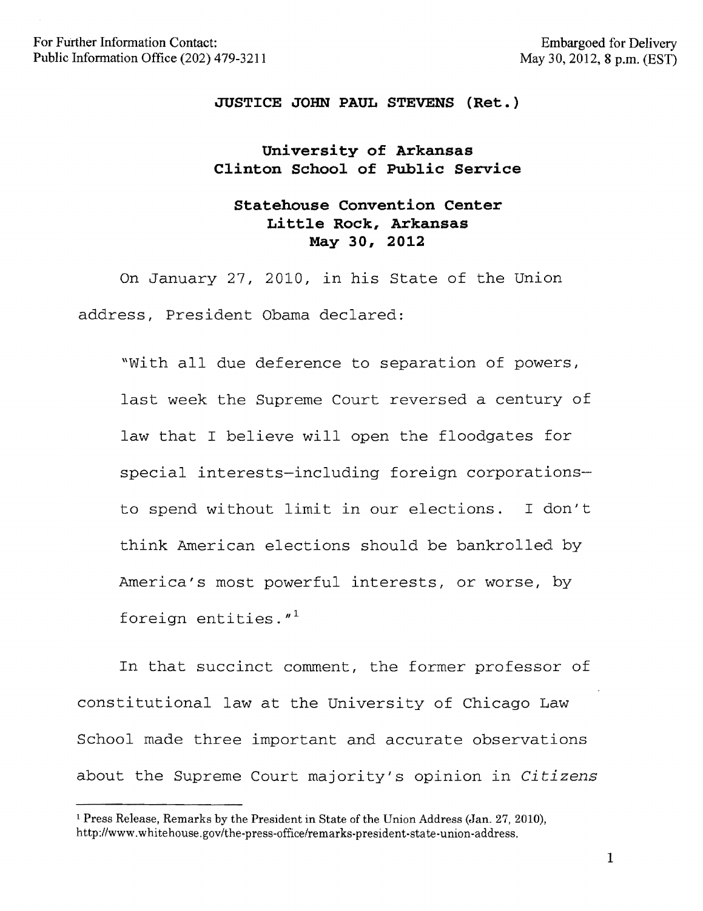For Further Information Contact:
Public Information Office (202) 479-3211

Embargoed for Delivery
May 30, 2012, 8 p.m. (EST)

**JUSTICE JOHN PAUL STEVENS (Ret.)**

**University of Arkansas**
**Clinton School of Public Service**

**Statehouse Convention Center**
**Little Rock, Arkansas**
**May 30, 2012**

On January 27, 2010, in his State of the Union address, President Obama declared:

> "With all due deference to separation of powers, last week the Supreme Court reversed a century of law that I believe will open the floodgates for special interests—including foreign corporations—to spend without limit in our elections. I don't think American elections should be bankrolled by America's most powerful interests, or worse, by foreign entities."[1]

In that succinct comment, the former professor of constitutional law at the University of Chicago Law School made three important and accurate observations about the Supreme Court majority's opinion in *Citizens*

---

[1] Press Release, Remarks by the President in State of the Union Address (Jan. 27, 2010), http://www.whitehouse.gov/the-press-office/remarks-president-state-union-address.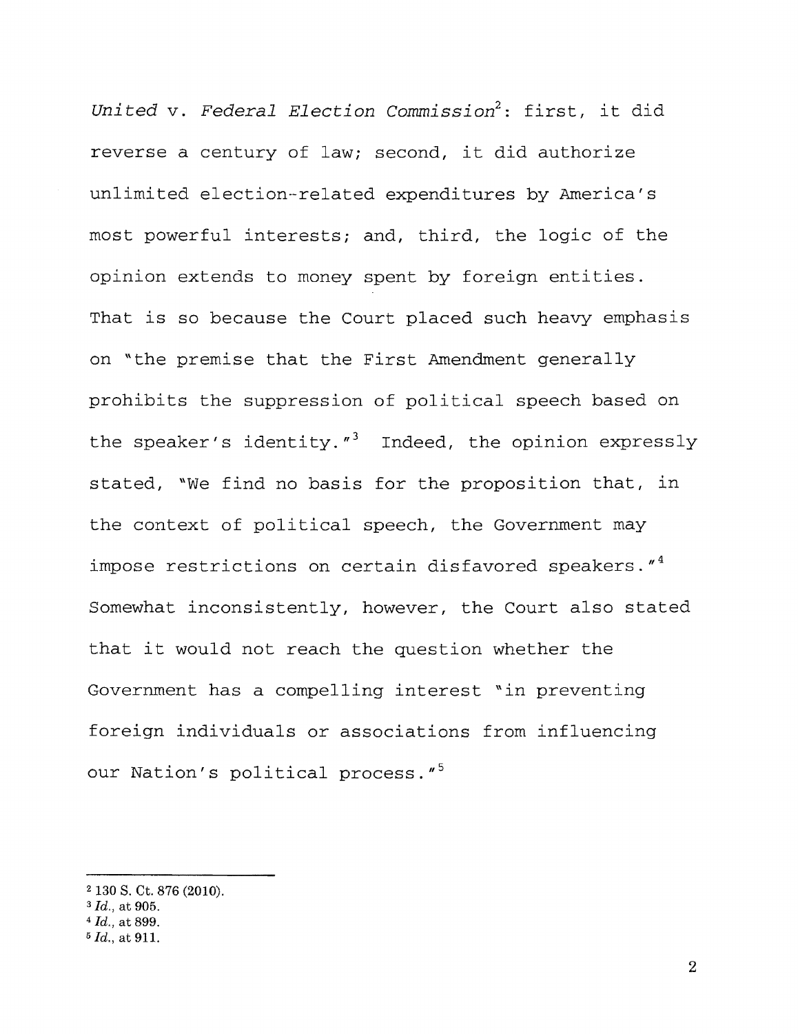*United* v. *Federal Election Commission*[2]: first, it did reverse a century of law; second, it did authorize unlimited election-related expenditures by America's most powerful interests; and, third, the logic of the opinion extends to money spent by foreign entities. That is so because the Court placed such heavy emphasis on "the premise that the First Amendment generally prohibits the suppression of political speech based on the speaker's identity."[3] Indeed, the opinion expressly stated, "We find no basis for the proposition that, in the context of political speech, the Government may impose restrictions on certain disfavored speakers."[4] Somewhat inconsistently, however, the Court also stated that it would not reach the question whether the Government has a compelling interest "in preventing foreign individuals or associations from influencing our Nation's political process."[5]

---

[2] 130 S. Ct. 876 (2010).
[3] *Id.*, at 905.
[4] *Id.*, at 899.
[5] *Id.*, at 911.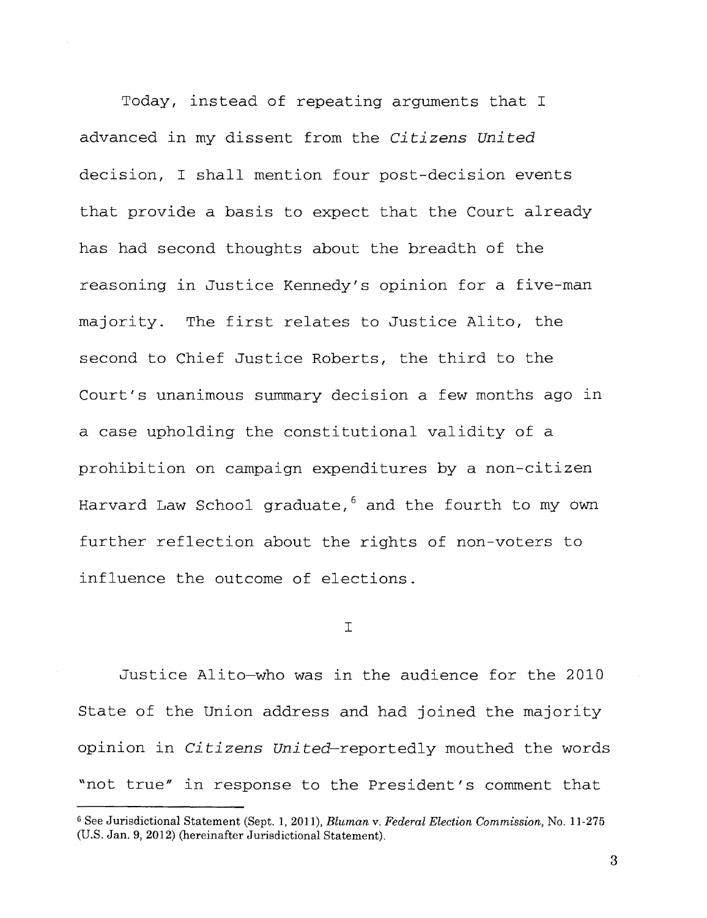Today, instead of repeating arguments that I advanced in my dissent from the *Citizens United* decision, I shall mention four post-decision events that provide a basis to expect that the Court already has had second thoughts about the breadth of the reasoning in Justice Kennedy's opinion for a five-man majority. The first relates to Justice Alito, the second to Chief Justice Roberts, the third to the Court's unanimous summary decision a few months ago in a case upholding the constitutional validity of a prohibition on campaign expenditures by a non-citizen Harvard Law School graduate,[6] and the fourth to my own further reflection about the rights of non-voters to influence the outcome of elections.

## I

Justice Alito—who was in the audience for the 2010 State of the Union address and had joined the majority opinion in *Citizens United*—reportedly mouthed the words "not true" in response to the President's comment that

---

[6] See Jurisdictional Statement (Sept. 1, 2011), *Bluman* v. *Federal Election Commission*, No. 11-275 (U.S. Jan. 9, 2012) (hereinafter Jurisdictional Statement).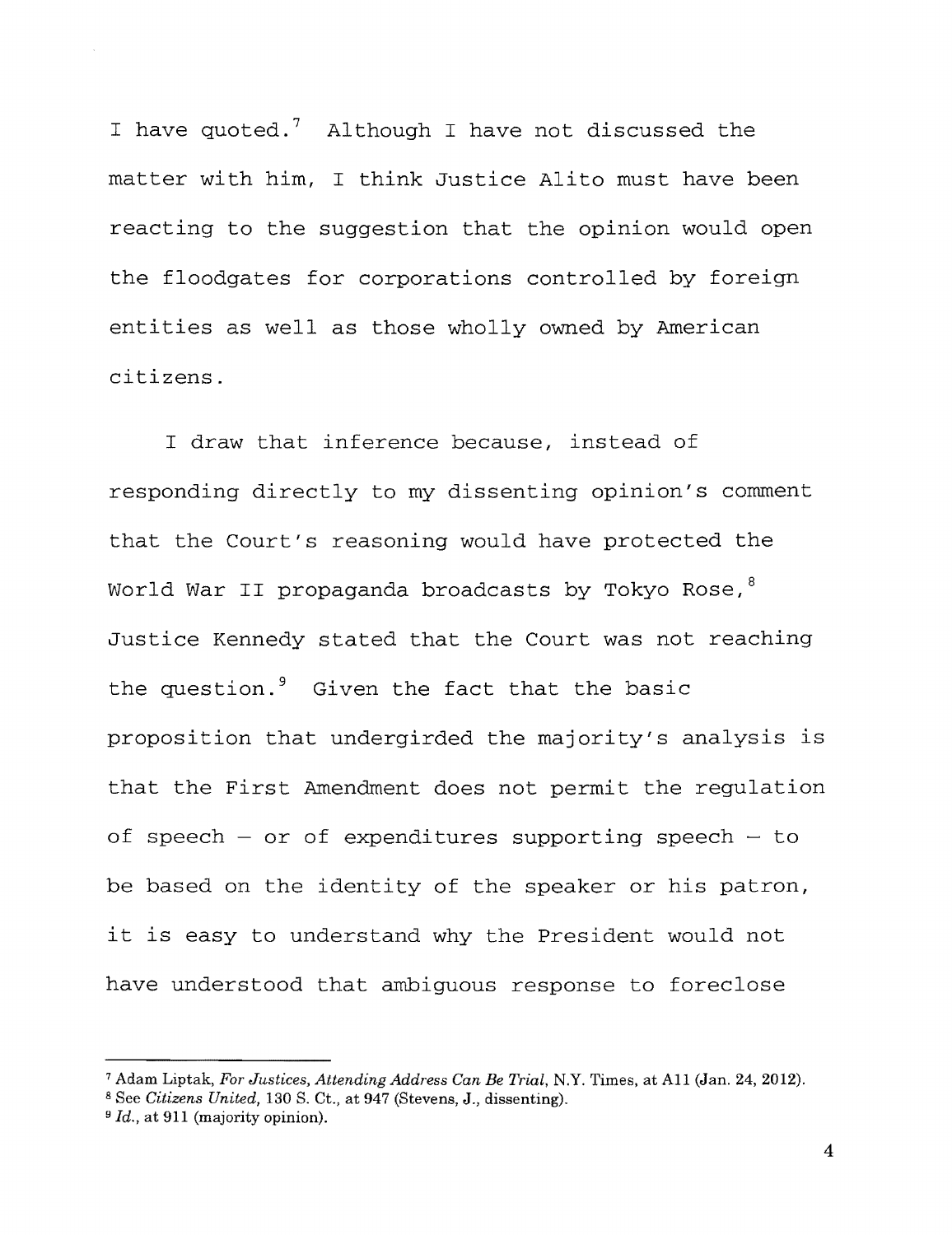I have quoted.[7] Although I have not discussed the matter with him, I think Justice Alito must have been reacting to the suggestion that the opinion would open the floodgates for corporations controlled by foreign entities as well as those wholly owned by American citizens.

I draw that inference because, instead of responding directly to my dissenting opinion's comment that the Court's reasoning would have protected the World War II propaganda broadcasts by Tokyo Rose,[8] Justice Kennedy stated that the Court was not reaching the question.[9] Given the fact that the basic proposition that undergirded the majority's analysis is that the First Amendment does not permit the regulation of speech – or of expenditures supporting speech – to be based on the identity of the speaker or his patron, it is easy to understand why the President would not have understood that ambiguous response to foreclose

---

[7] Adam Liptak, *For Justices, Attending Address Can Be Trial*, N.Y. Times, at A11 (Jan. 24, 2012).

[8] See *Citizens United*, 130 S. Ct., at 947 (Stevens, J., dissenting).

[9] *Id.*, at 911 (majority opinion).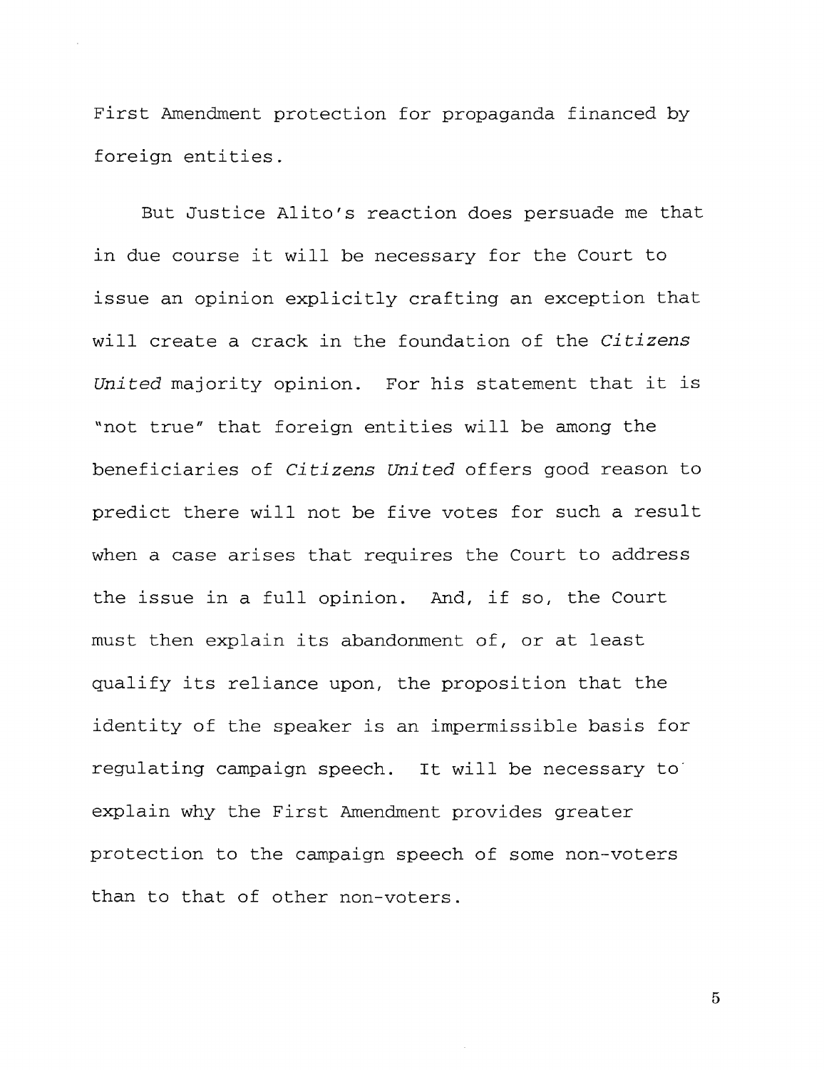First Amendment protection for propaganda financed by foreign entities.

But Justice Alito's reaction does persuade me that in due course it will be necessary for the Court to issue an opinion explicitly crafting an exception that will create a crack in the foundation of the *Citizens United* majority opinion. For his statement that it is "not true" that foreign entities will be among the beneficiaries of *Citizens United* offers good reason to predict there will not be five votes for such a result when a case arises that requires the Court to address the issue in a full opinion. And, if so, the Court must then explain its abandonment of, or at least qualify its reliance upon, the proposition that the identity of the speaker is an impermissible basis for regulating campaign speech. It will be necessary to explain why the First Amendment provides greater protection to the campaign speech of some non-voters than to that of other non-voters.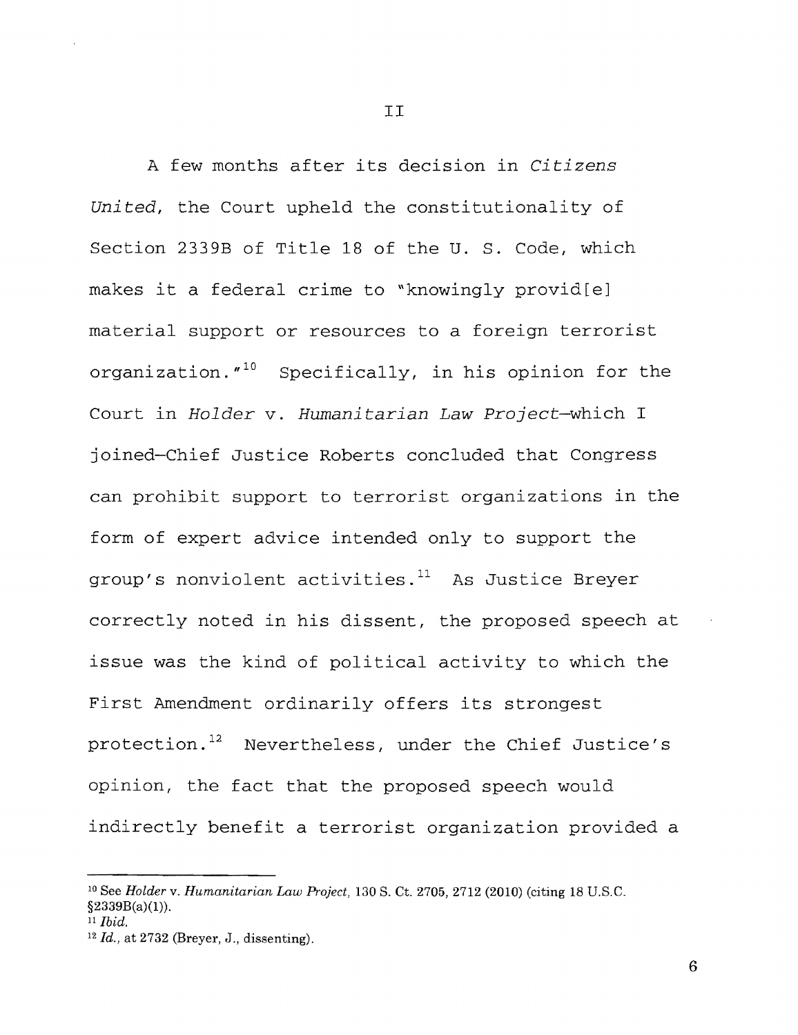## II

A few months after its decision in *Citizens United*, the Court upheld the constitutionality of Section 2339B of Title 18 of the U. S. Code, which makes it a federal crime to "knowingly provid[e] material support or resources to a foreign terrorist organization."[10] Specifically, in his opinion for the Court in *Holder* v. *Humanitarian Law Project*—which I joined—Chief Justice Roberts concluded that Congress can prohibit support to terrorist organizations in the form of expert advice intended only to support the group's nonviolent activities.[11] As Justice Breyer correctly noted in his dissent, the proposed speech at issue was the kind of political activity to which the First Amendment ordinarily offers its strongest protection.[12] Nevertheless, under the Chief Justice's opinion, the fact that the proposed speech would indirectly benefit a terrorist organization provided a

---

[10] See *Holder* v. *Humanitarian Law Project*, 130 S. Ct. 2705, 2712 (2010) (citing 18 U.S.C. §2339B(a)(1)).

[11] *Ibid.*

[12] *Id.*, at 2732 (Breyer, J., dissenting).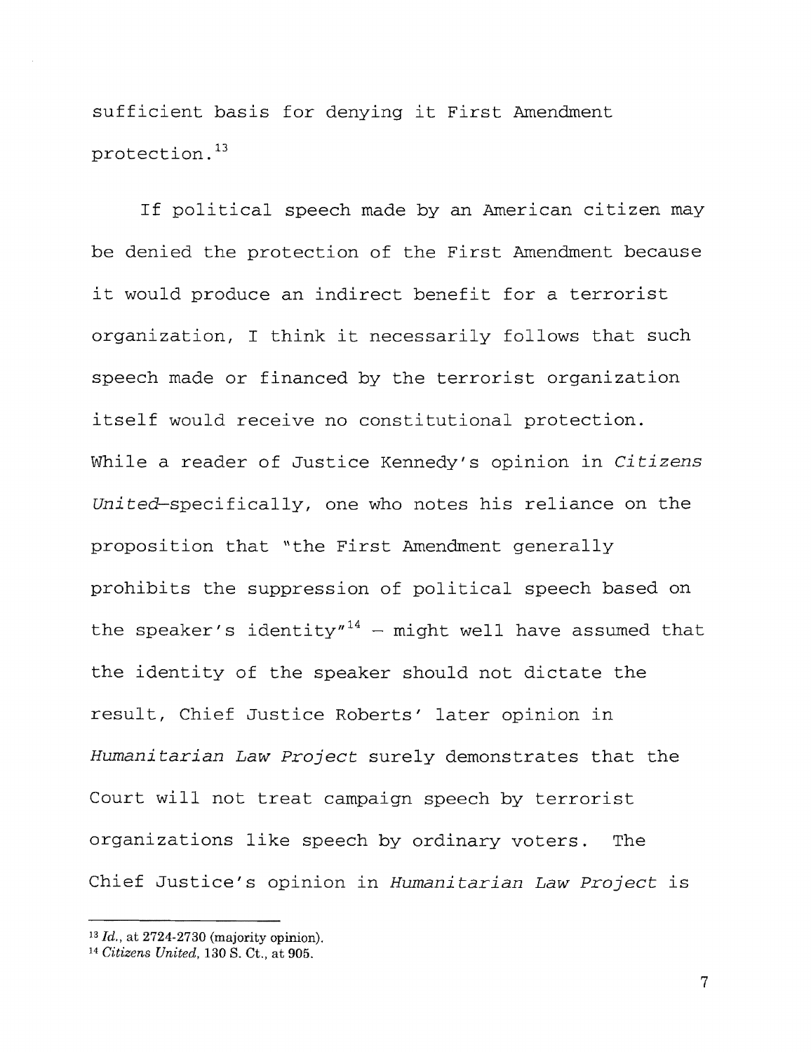sufficient basis for denying it First Amendment protection.[13]

If political speech made by an American citizen may be denied the protection of the First Amendment because it would produce an indirect benefit for a terrorist organization, I think it necessarily follows that such speech made or financed by the terrorist organization itself would receive no constitutional protection. While a reader of Justice Kennedy's opinion in *Citizens United*—specifically, one who notes his reliance on the proposition that "the First Amendment generally prohibits the suppression of political speech based on the speaker's identity"[14] – might well have assumed that the identity of the speaker should not dictate the result, Chief Justice Roberts' later opinion in *Humanitarian Law Project* surely demonstrates that the Court will not treat campaign speech by terrorist organizations like speech by ordinary voters. The Chief Justice's opinion in *Humanitarian Law Project* is

---

[13] *Id.*, at 2724-2730 (majority opinion).

[14] *Citizens United*, 130 S. Ct., at 905.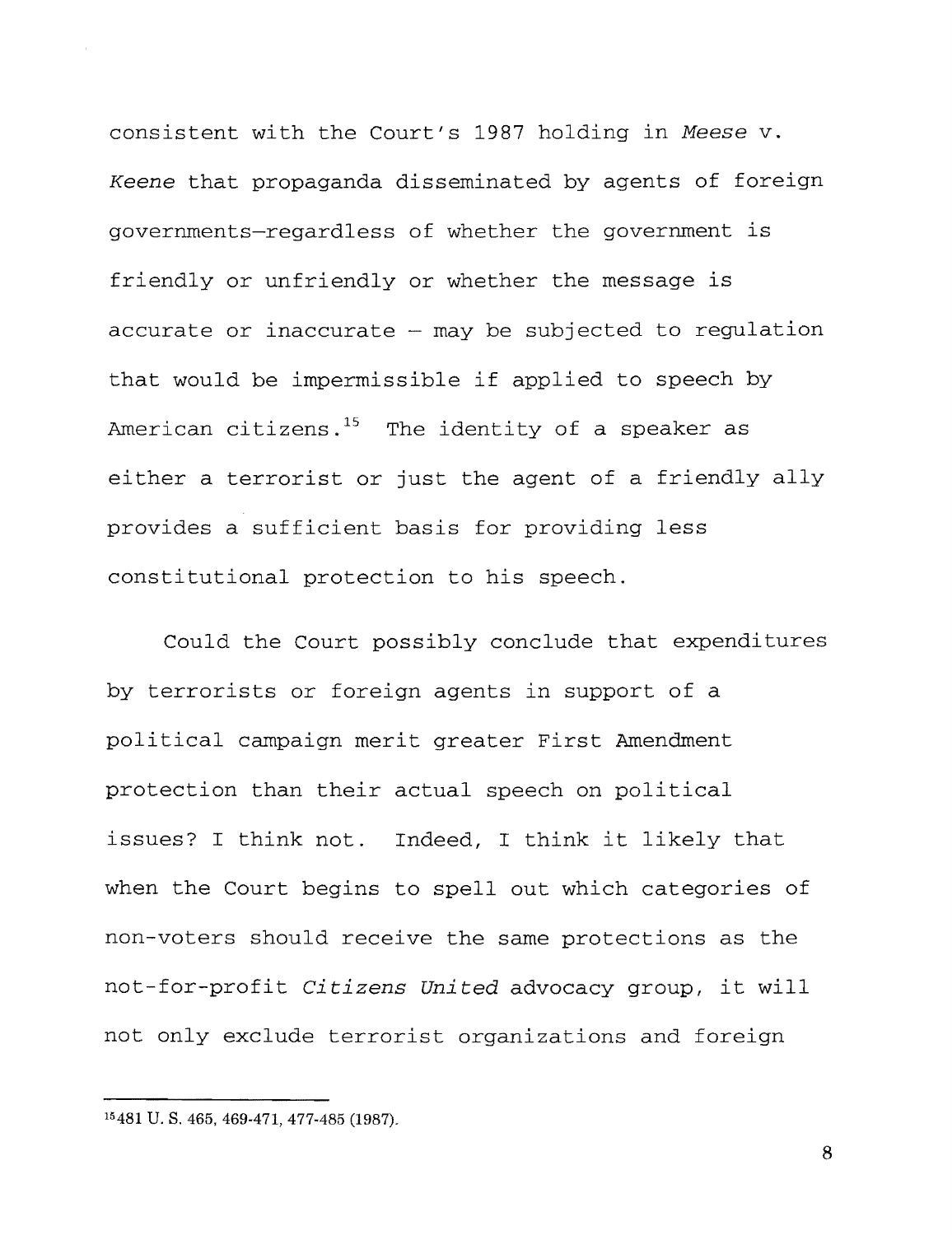consistent with the Court's 1987 holding in *Meese* v. *Keene* that propaganda disseminated by agents of foreign governments—regardless of whether the government is friendly or unfriendly or whether the message is accurate or inaccurate – may be subjected to regulation that would be impermissible if applied to speech by American citizens.[15] The identity of a speaker as either a terrorist or just the agent of a friendly ally provides a sufficient basis for providing less constitutional protection to his speech.

Could the Court possibly conclude that expenditures by terrorists or foreign agents in support of a political campaign merit greater First Amendment protection than their actual speech on political issues? I think not. Indeed, I think it likely that when the Court begins to spell out which categories of non-voters should receive the same protections as the not-for-profit *Citizens United* advocacy group, it will not only exclude terrorist organizations and foreign

---

[15] 481 U. S. 465, 469-471, 477-485 (1987).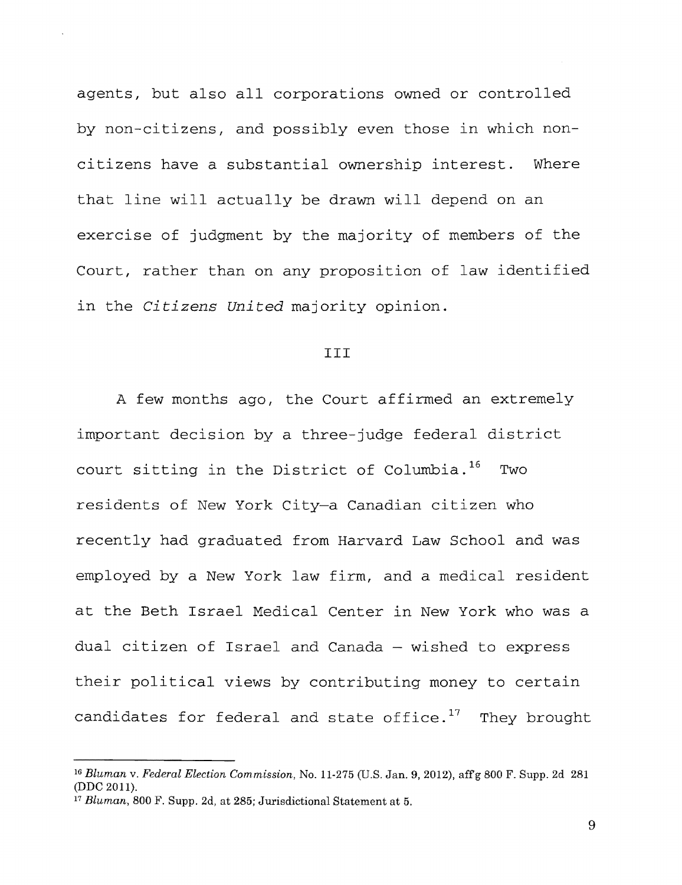agents, but also all corporations owned or controlled by non-citizens, and possibly even those in which non-citizens have a substantial ownership interest. Where that line will actually be drawn will depend on an exercise of judgment by the majority of members of the Court, rather than on any proposition of law identified in the *Citizens United* majority opinion.

## III

A few months ago, the Court affirmed an extremely important decision by a three-judge federal district court sitting in the District of Columbia.[16] Two residents of New York City—a Canadian citizen who recently had graduated from Harvard Law School and was employed by a New York law firm, and a medical resident at the Beth Israel Medical Center in New York who was a dual citizen of Israel and Canada – wished to express their political views by contributing money to certain candidates for federal and state office.[17] They brought

---

[16] *Bluman* v. *Federal Election Commission*, No. 11-275 (U.S. Jan. 9, 2012), aff'g 800 F. Supp. 2d 281 (DDC 2011).

[17] *Bluman*, 800 F. Supp. 2d, at 285; Jurisdictional Statement at 5.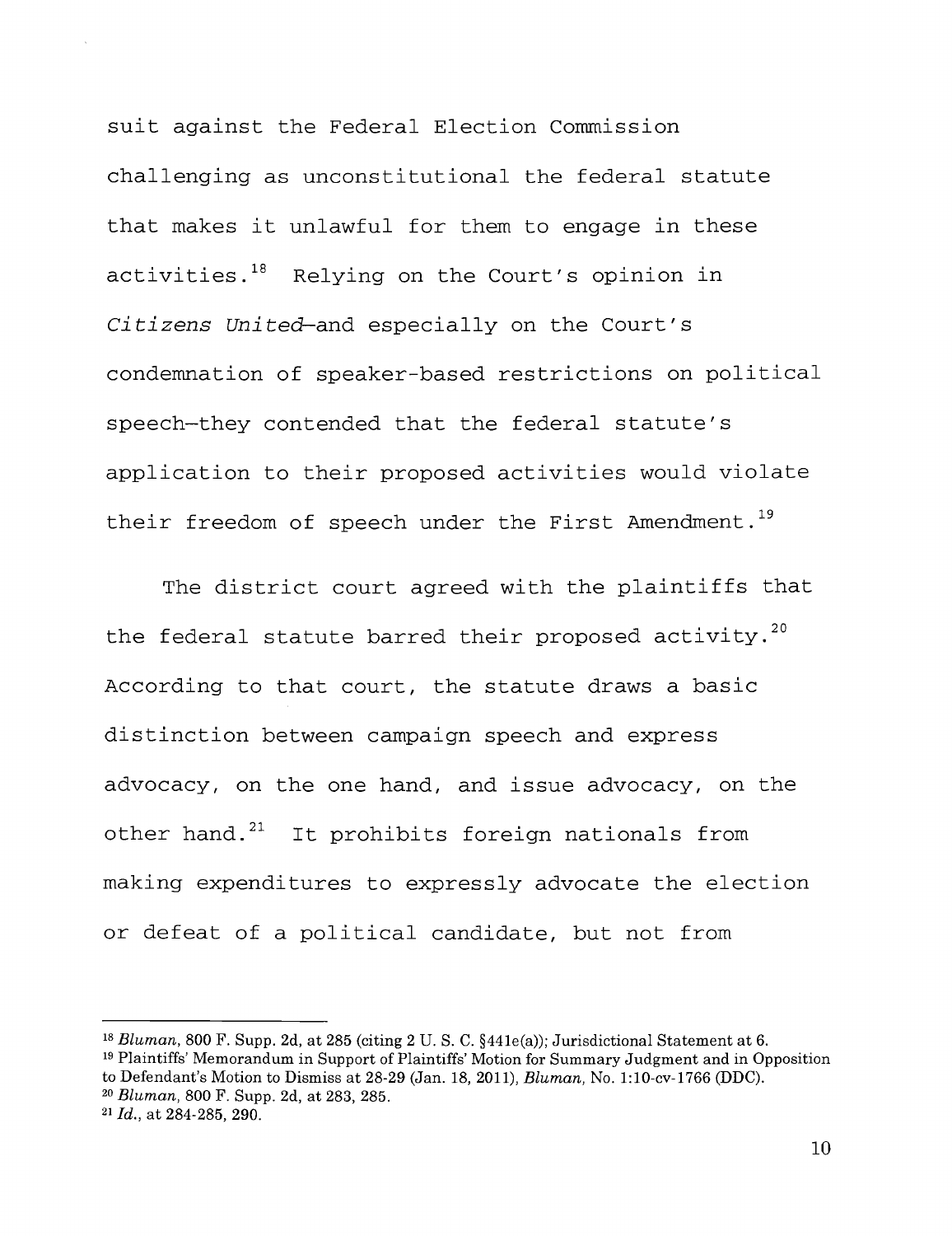suit against the Federal Election Commission challenging as unconstitutional the federal statute that makes it unlawful for them to engage in these activities.[18] Relying on the Court's opinion in *Citizens United*—and especially on the Court's condemnation of speaker-based restrictions on political speech—they contended that the federal statute's application to their proposed activities would violate their freedom of speech under the First Amendment.[19]

The district court agreed with the plaintiffs that the federal statute barred their proposed activity.[20] According to that court, the statute draws a basic distinction between campaign speech and express advocacy, on the one hand, and issue advocacy, on the other hand.[21] It prohibits foreign nationals from making expenditures to expressly advocate the election or defeat of a political candidate, but not from

---

[18] *Bluman*, 800 F. Supp. 2d, at 285 (citing 2 U. S. C. §441e(a)); Jurisdictional Statement at 6.

[19] Plaintiffs' Memorandum in Support of Plaintiffs' Motion for Summary Judgment and in Opposition to Defendant's Motion to Dismiss at 28-29 (Jan. 18, 2011), *Bluman*, No. 1:10-cv-1766 (DDC).

[20] *Bluman*, 800 F. Supp. 2d, at 283, 285.

[21] *Id.*, at 284-285, 290.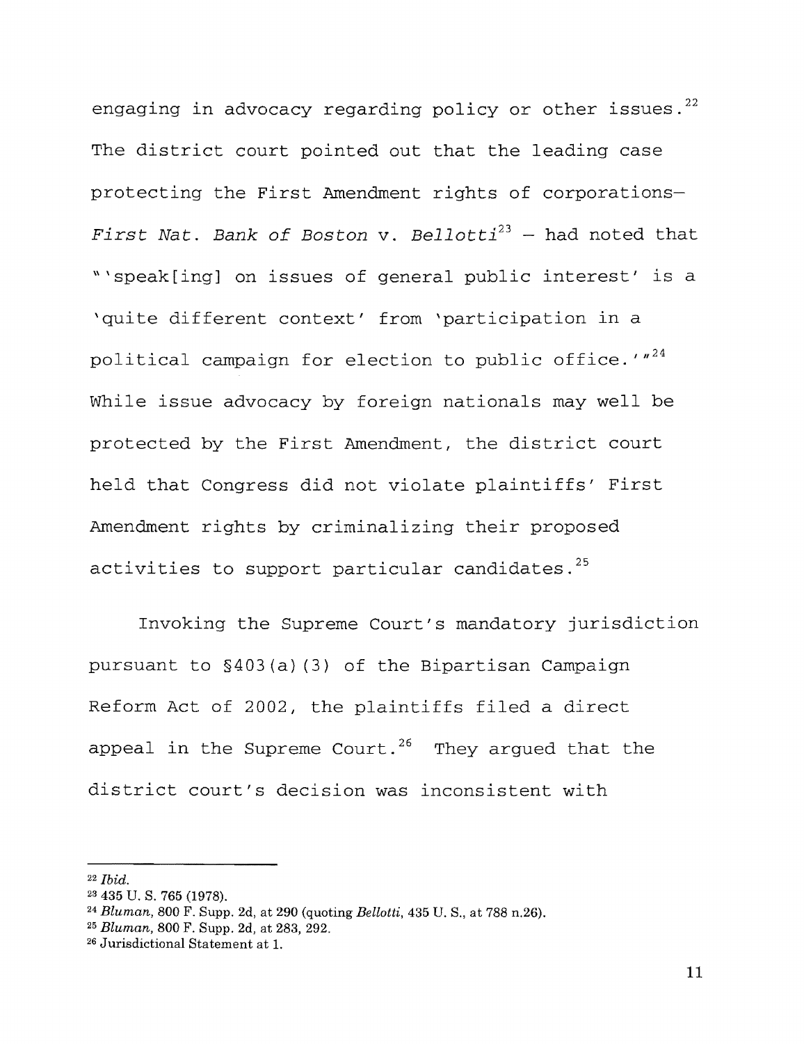engaging in advocacy regarding policy or other issues.[22] The district court pointed out that the leading case protecting the First Amendment rights of corporations—*First Nat. Bank of Boston* v. *Bellotti*[23] – had noted that "'speak[ing] on issues of general public interest' is a 'quite different context' from 'participation in a political campaign for election to public office.'"[24] While issue advocacy by foreign nationals may well be protected by the First Amendment, the district court held that Congress did not violate plaintiffs' First Amendment rights by criminalizing their proposed activities to support particular candidates.[25]

Invoking the Supreme Court's mandatory jurisdiction pursuant to §403(a)(3) of the Bipartisan Campaign Reform Act of 2002, the plaintiffs filed a direct appeal in the Supreme Court.[26] They argued that the district court's decision was inconsistent with

---

[22] *Ibid.*

[23] 435 U. S. 765 (1978).

[24] *Bluman*, 800 F. Supp. 2d, at 290 (quoting *Bellotti*, 435 U. S., at 788 n.26).

[25] *Bluman*, 800 F. Supp. 2d, at 283, 292.

[26] Jurisdictional Statement at 1.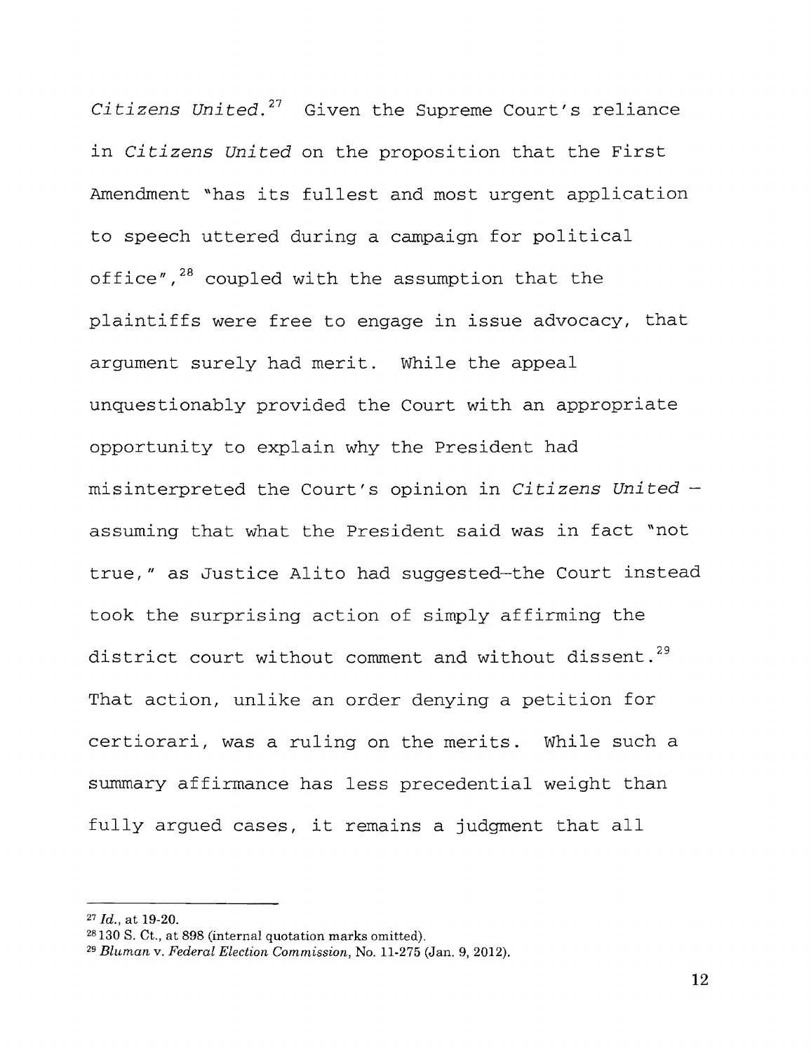*Citizens United.*[27] Given the Supreme Court's reliance in *Citizens United* on the proposition that the First Amendment "has its fullest and most urgent application to speech uttered during a campaign for political office",[28] coupled with the assumption that the plaintiffs were free to engage in issue advocacy, that argument surely had merit. While the appeal unquestionably provided the Court with an appropriate opportunity to explain why the President had misinterpreted the Court's opinion in *Citizens United* – assuming that what the President said was in fact "not true," as Justice Alito had suggested–the Court instead took the surprising action of simply affirming the district court without comment and without dissent.[29] That action, unlike an order denying a petition for certiorari, was a ruling on the merits. While such a summary affirmance has less precedential weight than fully argued cases, it remains a judgment that all

---

[27] *Id.*, at 19-20.

[28] 130 S. Ct., at 898 (internal quotation marks omitted).

[29] *Bluman* v. *Federal Election Commission*, No. 11-275 (Jan. 9, 2012).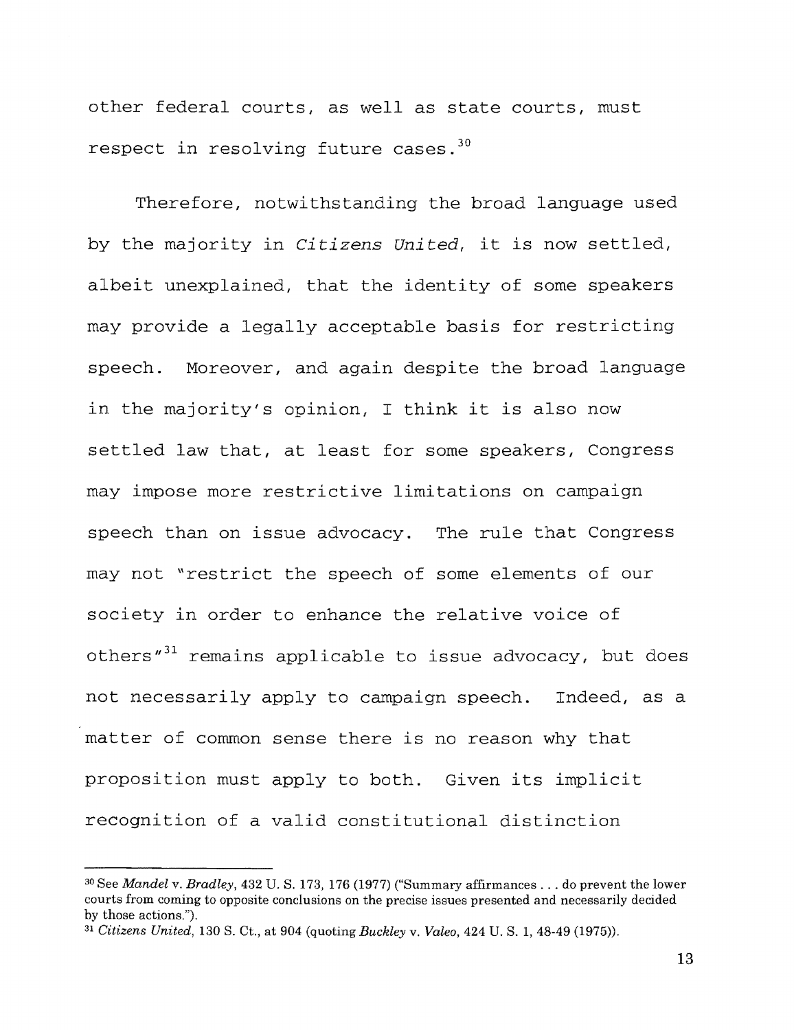other federal courts, as well as state courts, must respect in resolving future cases.[30]

Therefore, notwithstanding the broad language used by the majority in *Citizens United*, it is now settled, albeit unexplained, that the identity of some speakers may provide a legally acceptable basis for restricting speech. Moreover, and again despite the broad language in the majority's opinion, I think it is also now settled law that, at least for some speakers, Congress may impose more restrictive limitations on campaign speech than on issue advocacy. The rule that Congress may not "restrict the speech of some elements of our society in order to enhance the relative voice of others"[31] remains applicable to issue advocacy, but does not necessarily apply to campaign speech. Indeed, as a matter of common sense there is no reason why that proposition must apply to both. Given its implicit recognition of a valid constitutional distinction

---

[30] See *Mandel* v. *Bradley*, 432 U. S. 173, 176 (1977) ("Summary affirmances . . . do prevent the lower courts from coming to opposite conclusions on the precise issues presented and necessarily decided by those actions.").

[31] *Citizens United*, 130 S. Ct., at 904 (quoting *Buckley* v. *Valeo*, 424 U. S. 1, 48-49 (1975)).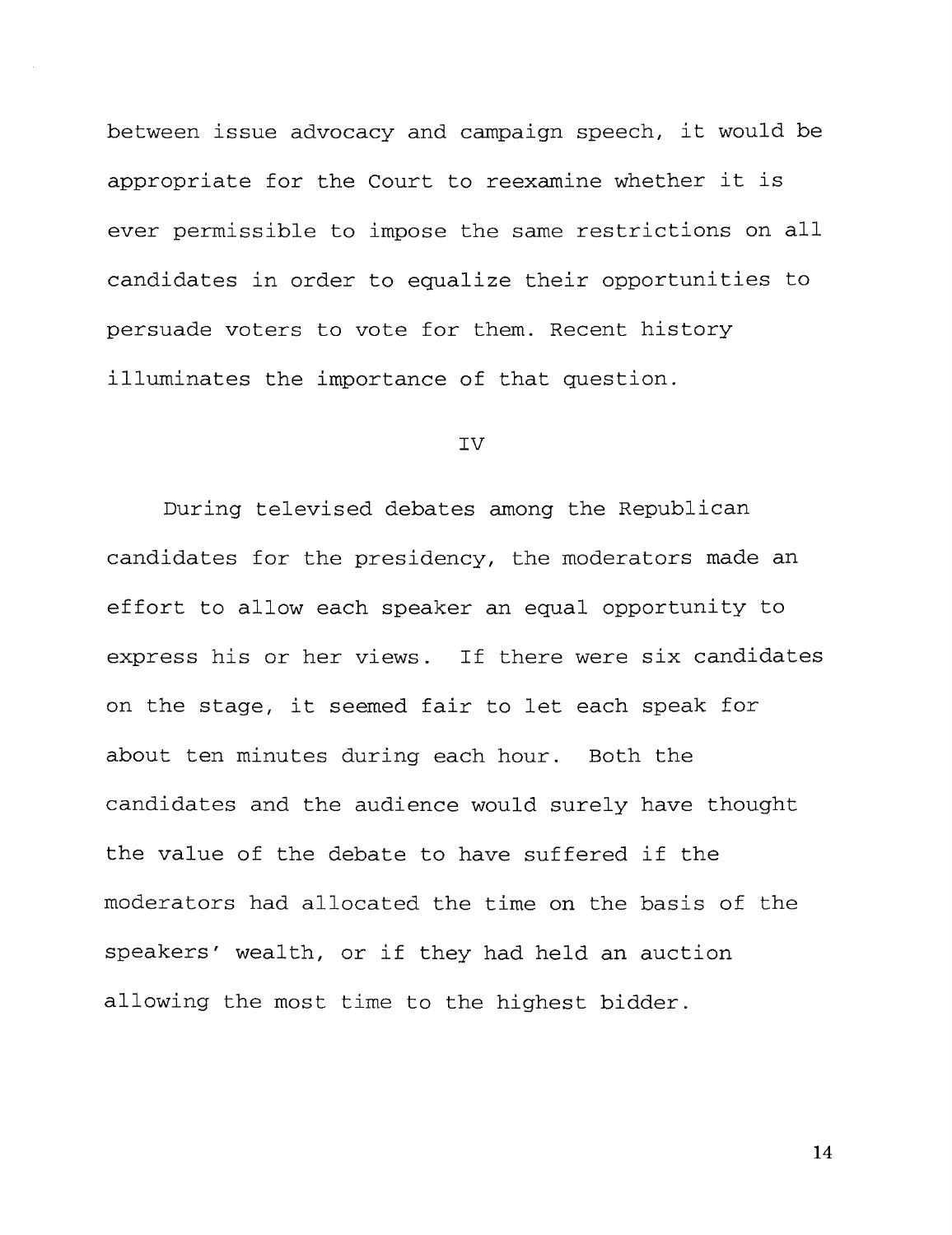between issue advocacy and campaign speech, it would be appropriate for the Court to reexamine whether it is ever permissible to impose the same restrictions on all candidates in order to equalize their opportunities to persuade voters to vote for them. Recent history illuminates the importance of that question.

## IV

During televised debates among the Republican candidates for the presidency, the moderators made an effort to allow each speaker an equal opportunity to express his or her views. If there were six candidates on the stage, it seemed fair to let each speak for about ten minutes during each hour. Both the candidates and the audience would surely have thought the value of the debate to have suffered if the moderators had allocated the time on the basis of the speakers' wealth, or if they had held an auction allowing the most time to the highest bidder.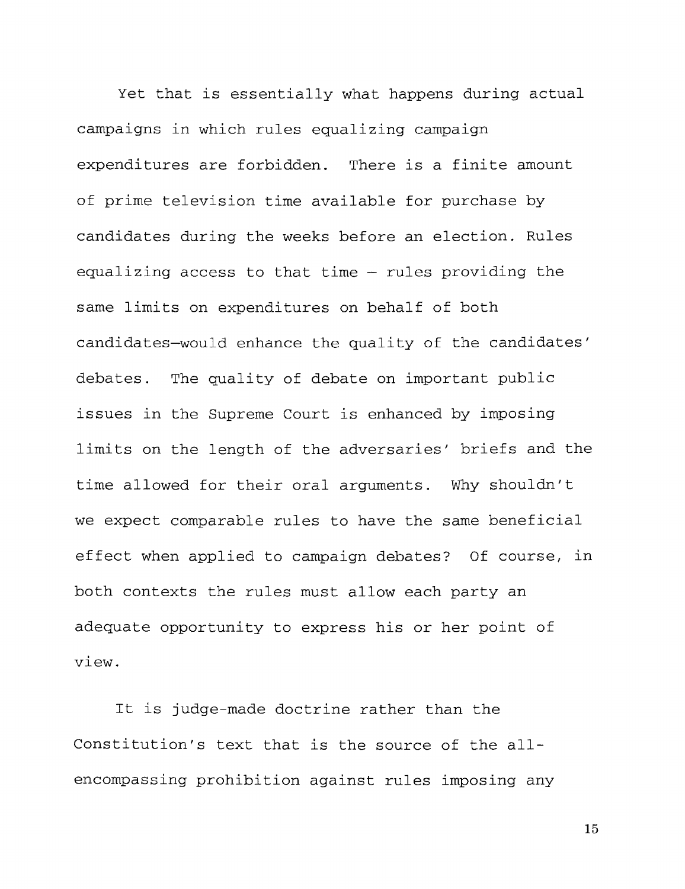Yet that is essentially what happens during actual campaigns in which rules equalizing campaign expenditures are forbidden. There is a finite amount of prime television time available for purchase by candidates during the weeks before an election. Rules equalizing access to that time – rules providing the same limits on expenditures on behalf of both candidates—would enhance the quality of the candidates' debates. The quality of debate on important public issues in the Supreme Court is enhanced by imposing limits on the length of the adversaries' briefs and the time allowed for their oral arguments. Why shouldn't we expect comparable rules to have the same beneficial effect when applied to campaign debates? Of course, in both contexts the rules must allow each party an adequate opportunity to express his or her point of view.

It is judge-made doctrine rather than the Constitution's text that is the source of the all-encompassing prohibition against rules imposing any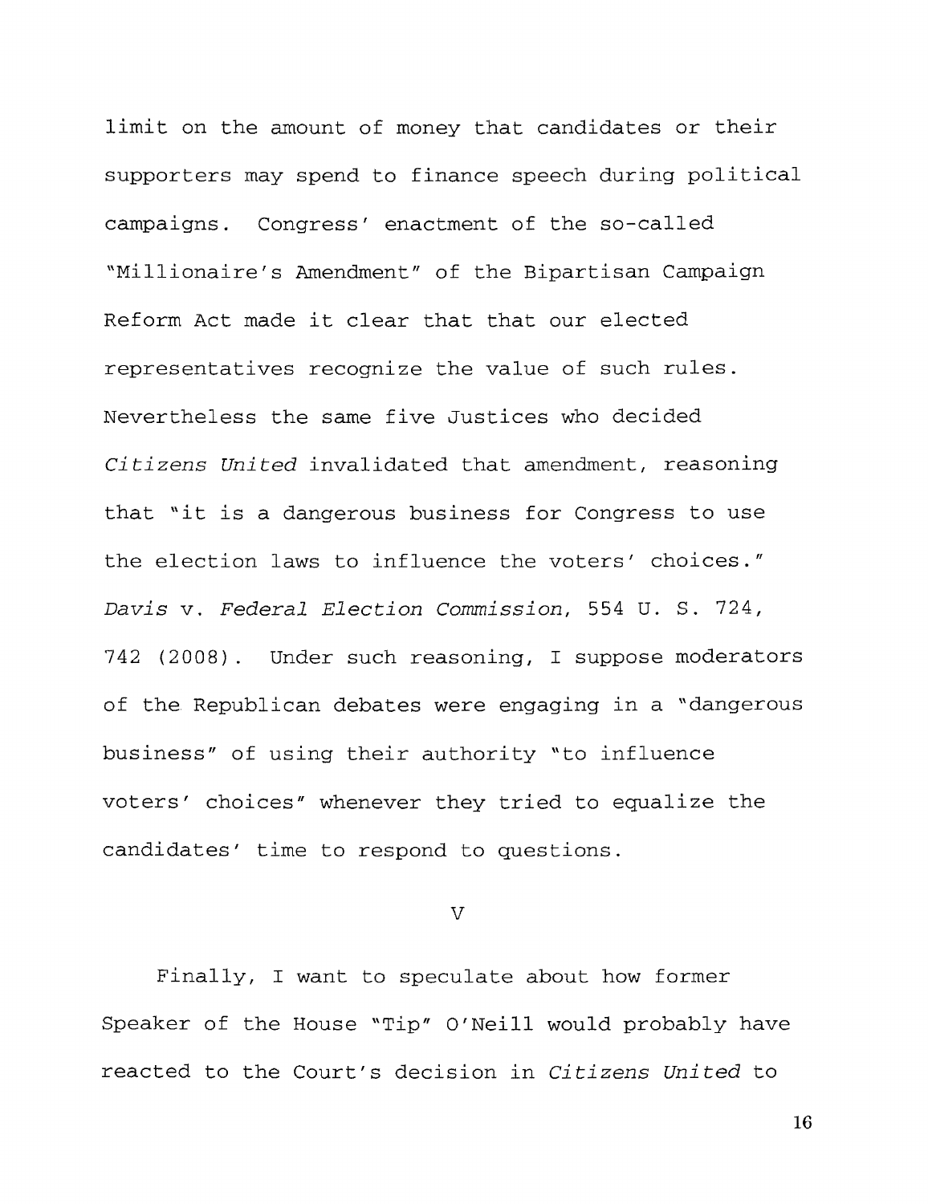limit on the amount of money that candidates or their supporters may spend to finance speech during political campaigns. Congress' enactment of the so-called "Millionaire's Amendment" of the Bipartisan Campaign Reform Act made it clear that that our elected representatives recognize the value of such rules. Nevertheless the same five Justices who decided *Citizens United* invalidated that amendment, reasoning that "it is a dangerous business for Congress to use the election laws to influence the voters' choices." *Davis* v. *Federal Election Commission*, 554 U. S. 724, 742 (2008). Under such reasoning, I suppose moderators of the Republican debates were engaging in a "dangerous business" of using their authority "to influence voters' choices" whenever they tried to equalize the candidates' time to respond to questions.

V

Finally, I want to speculate about how former Speaker of the House "Tip" O'Neill would probably have reacted to the Court's decision in *Citizens United* to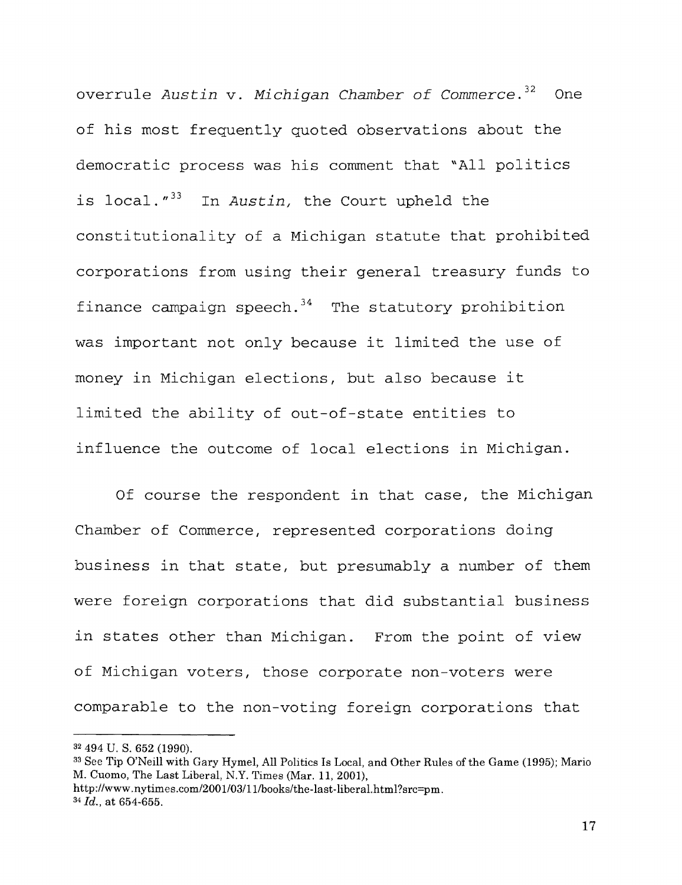overrule *Austin* v. *Michigan Chamber of Commerce.*[32] One of his most frequently quoted observations about the democratic process was his comment that "All politics is local."[33] In *Austin,* the Court upheld the constitutionality of a Michigan statute that prohibited corporations from using their general treasury funds to finance campaign speech.[34] The statutory prohibition was important not only because it limited the use of money in Michigan elections, but also because it limited the ability of out-of-state entities to influence the outcome of local elections in Michigan.

Of course the respondent in that case, the Michigan Chamber of Commerce, represented corporations doing business in that state, but presumably a number of them were foreign corporations that did substantial business in states other than Michigan. From the point of view of Michigan voters, those corporate non-voters were comparable to the non-voting foreign corporations that

---

[32] 494 U. S. 652 (1990).

[33] See Tip O'Neill with Gary Hymel, All Politics Is Local, and Other Rules of the Game (1995); Mario M. Cuomo, The Last Liberal, N.Y. Times (Mar. 11, 2001), http://www.nytimes.com/2001/03/11/books/the-last-liberal.html?src=pm.

[34] *Id.*, at 654-655.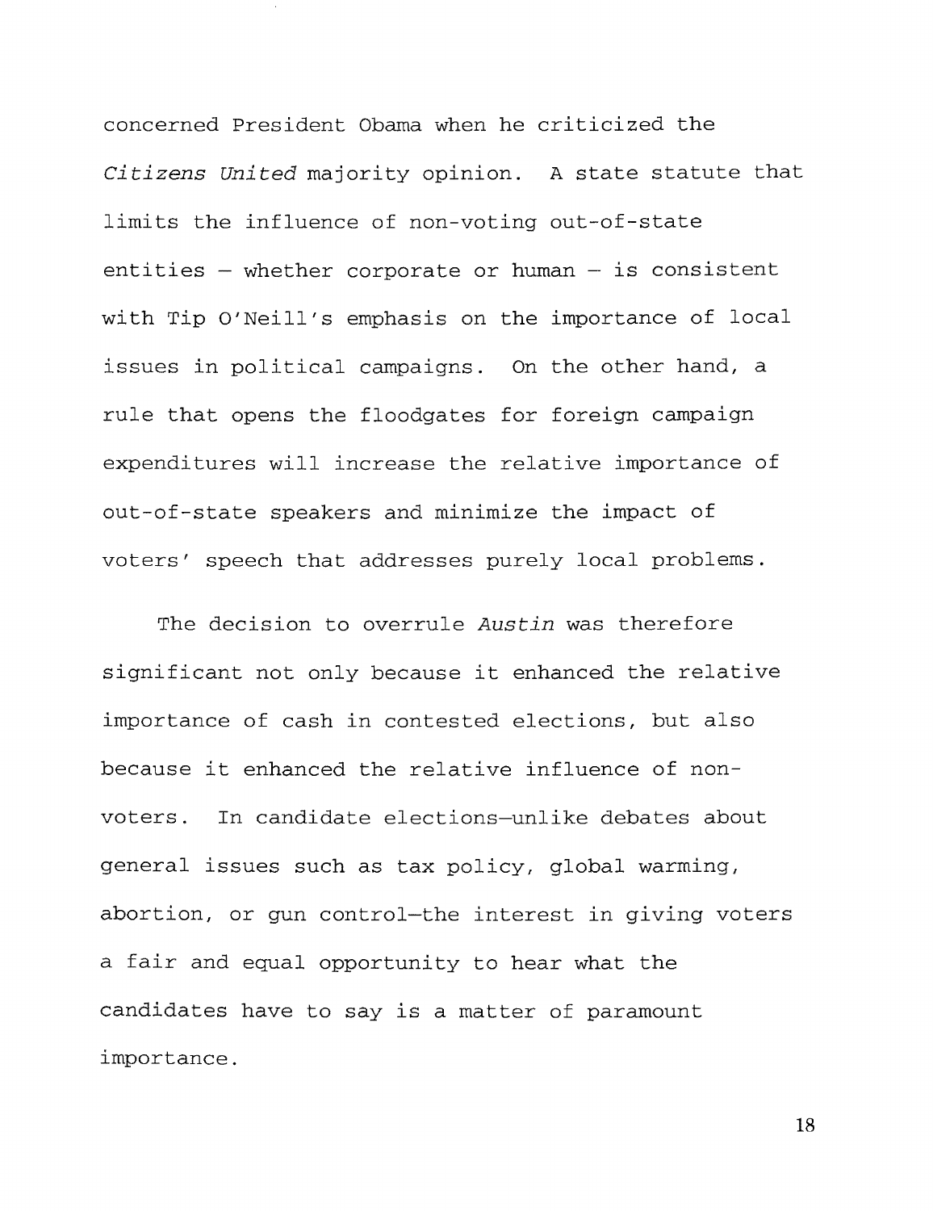concerned President Obama when he criticized the *Citizens United* majority opinion. A state statute that limits the influence of non-voting out-of-state entities – whether corporate or human – is consistent with Tip O'Neill's emphasis on the importance of local issues in political campaigns. On the other hand, a rule that opens the floodgates for foreign campaign expenditures will increase the relative importance of out-of-state speakers and minimize the impact of voters' speech that addresses purely local problems.

The decision to overrule *Austin* was therefore significant not only because it enhanced the relative importance of cash in contested elections, but also because it enhanced the relative influence of non-voters. In candidate elections—unlike debates about general issues such as tax policy, global warming, abortion, or gun control—the interest in giving voters a fair and equal opportunity to hear what the candidates have to say is a matter of paramount importance.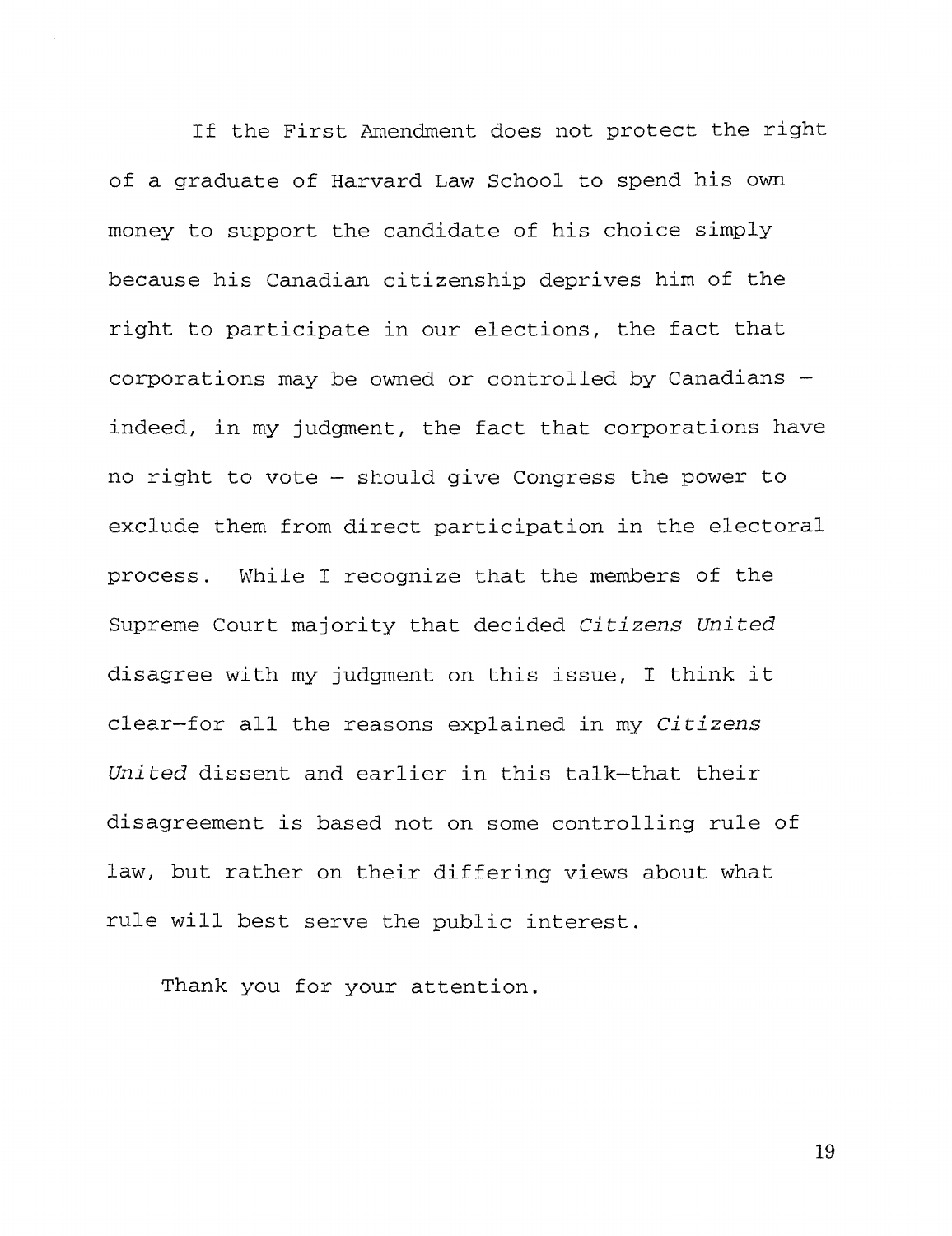If the First Amendment does not protect the right of a graduate of Harvard Law School to spend his own money to support the candidate of his choice simply because his Canadian citizenship deprives him of the right to participate in our elections, the fact that corporations may be owned or controlled by Canadians – indeed, in my judgment, the fact that corporations have no right to vote – should give Congress the power to exclude them from direct participation in the electoral process. While I recognize that the members of the Supreme Court majority that decided *Citizens United* disagree with my judgment on this issue, I think it clear–for all the reasons explained in my *Citizens United* dissent and earlier in this talk–that their disagreement is based not on some controlling rule of law, but rather on their differing views about what rule will best serve the public interest.

Thank you for your attention.